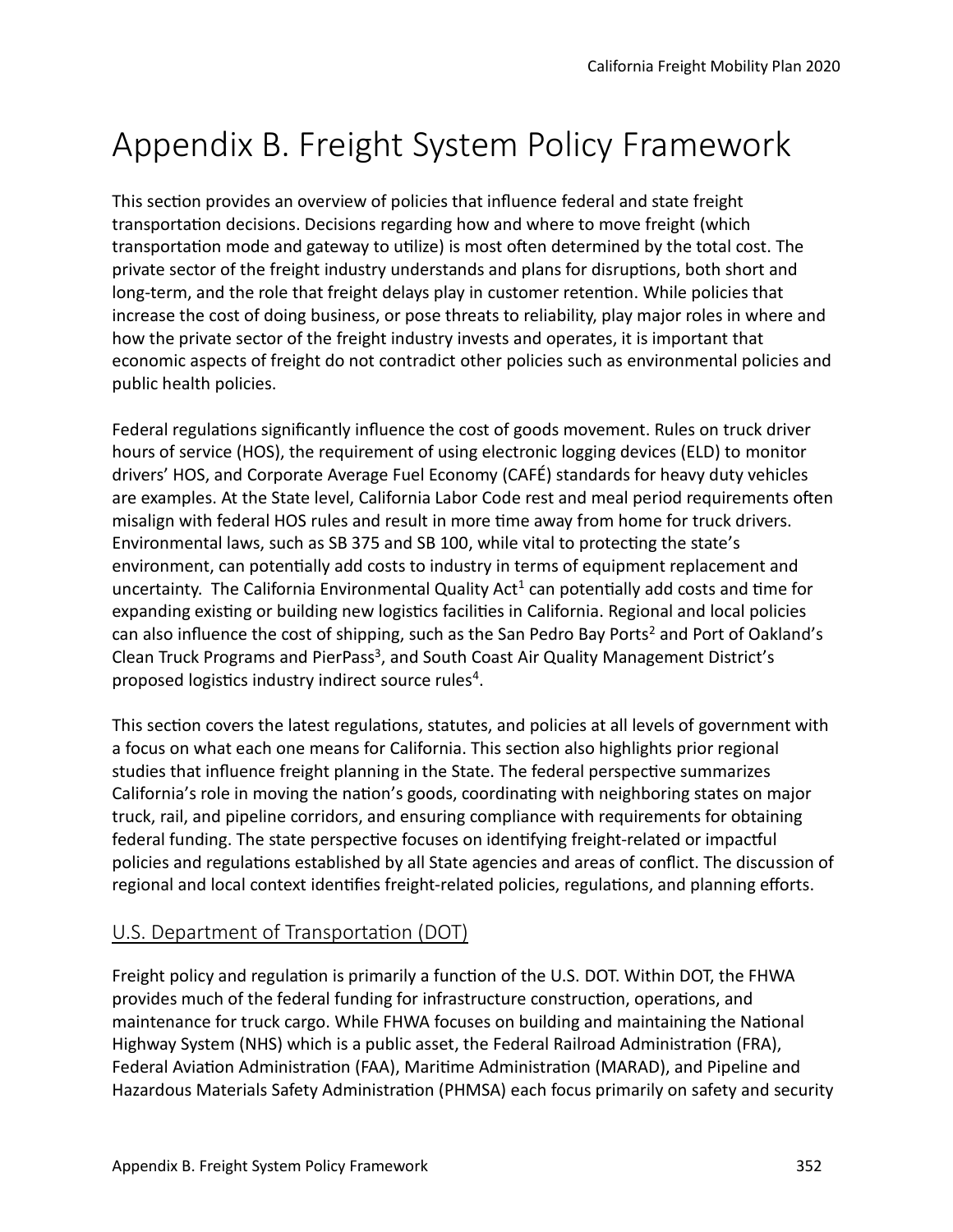# Appendix B. Freight System Policy Framework

This section provides an overview of policies that influence federal and state freight transportation decisions. Decisions regarding how and where to move freight (which transportation mode and gateway to utilize) is most often determined by the total cost. The private sector of the freight industry understands and plans for disruptions, both short and long-term, and the role that freight delays play in customer retention. While policies that increase the cost of doing business, or pose threats to reliability, play major roles in where and how the private sector of the freight industry invests and operates, it is important that economic aspects of freight do not contradict other policies such as environmental policies and public health policies.

Federal regulations significantly influence the cost of goods movement. Rules on truck driver hours of service (HOS), the requirement of using electronic logging devices (ELD) to monitor drivers' HOS, and Corporate Average Fuel Economy (CAFÉ) standards for heavy duty vehicles are examples. At the State level, California Labor Code rest and meal period requirements often misalign with federal HOS rules and result in more time away from home for truck drivers. Environmental laws, such as SB 375 and SB 100, while vital to protecting the state's environment, can potentially add costs to industry in terms of equipment replacement and uncertainty. The California Environmental Quality Act[1] can potentially add costs and time for expanding existing or building new logistics facilities in California. Regional and local policies can also influence the cost of shipping, such as the San Pedro Bay Ports[2] and Port of Oakland's Clean Truck Programs and PierPass[3], and South Coast Air Quality Management District's proposed logistics industry indirect source rules[4].

This section covers the latest regulations, statutes, and policies at all levels of government with a focus on what each one means for California. This section also highlights prior regional studies that influence freight planning in the State. The federal perspective summarizes California's role in moving the nation's goods, coordinating with neighboring states on major truck, rail, and pipeline corridors, and ensuring compliance with requirements for obtaining federal funding. The state perspective focuses on identifying freight-related or impactful policies and regulations established by all State agencies and areas of conflict. The discussion of regional and local context identifies freight-related policies, regulations, and planning efforts.

## U.S. Department of Transportation (DOT)

Freight policy and regulation is primarily a function of the U.S. DOT. Within DOT, the FHWA provides much of the federal funding for infrastructure construction, operations, and maintenance for truck cargo. While FHWA focuses on building and maintaining the National Highway System (NHS) which is a public asset, the Federal Railroad Administration (FRA), Federal Aviation Administration (FAA), Maritime Administration (MARAD), and Pipeline and Hazardous Materials Safety Administration (PHMSA) each focus primarily on safety and security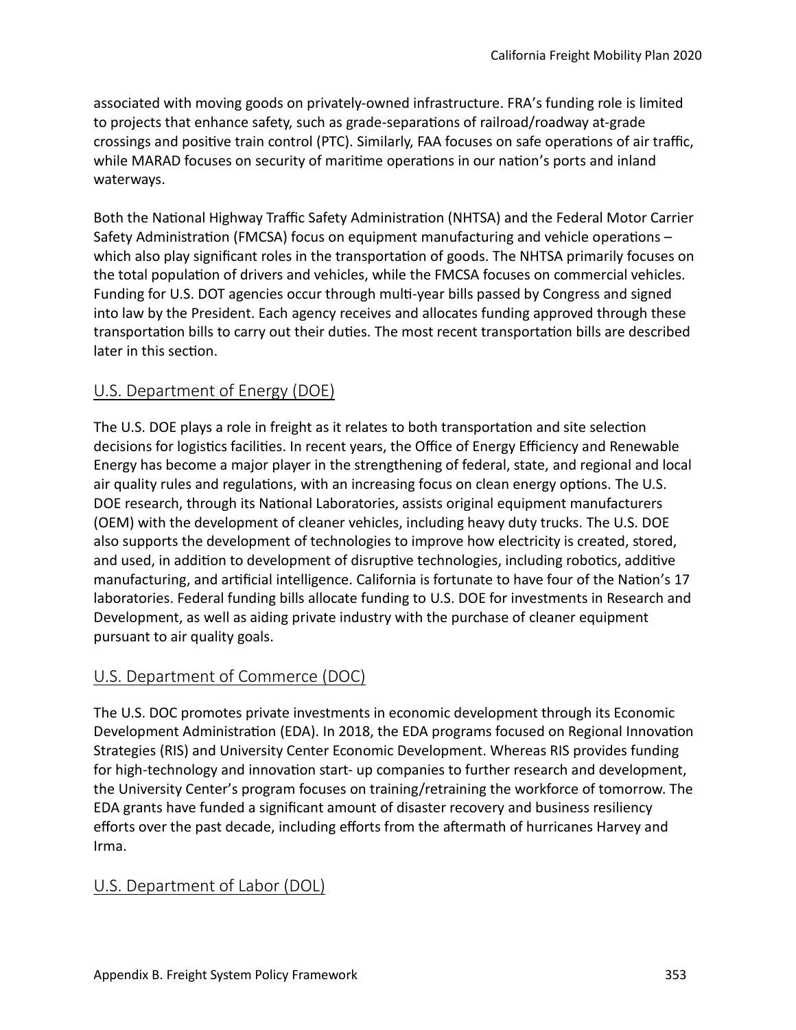associated with moving goods on privately-owned infrastructure. FRA's funding role is limited to projects that enhance safety, such as grade-separations of railroad/roadway at-grade crossings and positive train control (PTC). Similarly, FAA focuses on safe operations of air traffic, while MARAD focuses on security of maritime operations in our nation's ports and inland waterways.

Both the National Highway Traffic Safety Administration (NHTSA) and the Federal Motor Carrier Safety Administration (FMCSA) focus on equipment manufacturing and vehicle operations – which also play significant roles in the transportation of goods. The NHTSA primarily focuses on the total population of drivers and vehicles, while the FMCSA focuses on commercial vehicles. Funding for U.S. DOT agencies occur through multi-year bills passed by Congress and signed into law by the President. Each agency receives and allocates funding approved through these transportation bills to carry out their duties. The most recent transportation bills are described later in this section.

## U.S. Department of Energy (DOE)

The U.S. DOE plays a role in freight as it relates to both transportation and site selection decisions for logistics facilities. In recent years, the Office of Energy Efficiency and Renewable Energy has become a major player in the strengthening of federal, state, and regional and local air quality rules and regulations, with an increasing focus on clean energy options. The U.S. DOE research, through its National Laboratories, assists original equipment manufacturers (OEM) with the development of cleaner vehicles, including heavy duty trucks. The U.S. DOE also supports the development of technologies to improve how electricity is created, stored, and used, in addition to development of disruptive technologies, including robotics, additive manufacturing, and artificial intelligence. California is fortunate to have four of the Nation's 17 laboratories. Federal funding bills allocate funding to U.S. DOE for investments in Research and Development, as well as aiding private industry with the purchase of cleaner equipment pursuant to air quality goals.

## U.S. Department of Commerce (DOC)

The U.S. DOC promotes private investments in economic development through its Economic Development Administration (EDA). In 2018, the EDA programs focused on Regional Innovation Strategies (RIS) and University Center Economic Development. Whereas RIS provides funding for high-technology and innovation start- up companies to further research and development, the University Center's program focuses on training/retraining the workforce of tomorrow. The EDA grants have funded a significant amount of disaster recovery and business resiliency efforts over the past decade, including efforts from the aftermath of hurricanes Harvey and Irma.

## U.S. Department of Labor (DOL)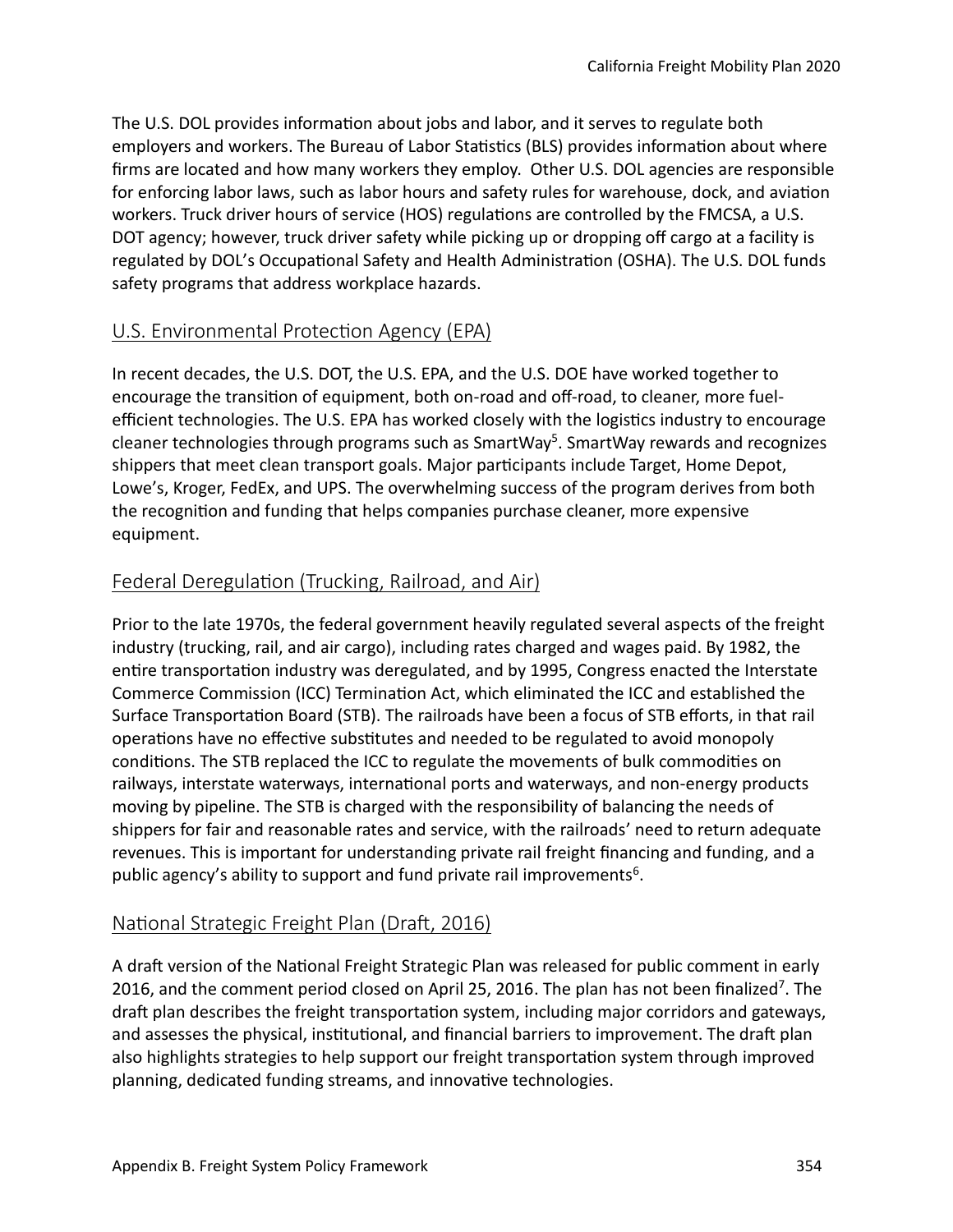The U.S. DOL provides information about jobs and labor, and it serves to regulate both employers and workers. The Bureau of Labor Statistics (BLS) provides information about where firms are located and how many workers they employ. Other U.S. DOL agencies are responsible for enforcing labor laws, such as labor hours and safety rules for warehouse, dock, and aviation workers. Truck driver hours of service (HOS) regulations are controlled by the FMCSA, a U.S. DOT agency; however, truck driver safety while picking up or dropping off cargo at a facility is regulated by DOL's Occupational Safety and Health Administration (OSHA). The U.S. DOL funds safety programs that address workplace hazards.

## U.S. Environmental Protection Agency (EPA)

In recent decades, the U.S. DOT, the U.S. EPA, and the U.S. DOE have worked together to encourage the transition of equipment, both on-road and off-road, to cleaner, more fuel-efficient technologies. The U.S. EPA has worked closely with the logistics industry to encourage cleaner technologies through programs such as SmartWay[5]. SmartWay rewards and recognizes shippers that meet clean transport goals. Major participants include Target, Home Depot, Lowe's, Kroger, FedEx, and UPS. The overwhelming success of the program derives from both the recognition and funding that helps companies purchase cleaner, more expensive equipment.

## Federal Deregulation (Trucking, Railroad, and Air)

Prior to the late 1970s, the federal government heavily regulated several aspects of the freight industry (trucking, rail, and air cargo), including rates charged and wages paid. By 1982, the entire transportation industry was deregulated, and by 1995, Congress enacted the Interstate Commerce Commission (ICC) Termination Act, which eliminated the ICC and established the Surface Transportation Board (STB). The railroads have been a focus of STB efforts, in that rail operations have no effective substitutes and needed to be regulated to avoid monopoly conditions. The STB replaced the ICC to regulate the movements of bulk commodities on railways, interstate waterways, international ports and waterways, and non-energy products moving by pipeline. The STB is charged with the responsibility of balancing the needs of shippers for fair and reasonable rates and service, with the railroads' need to return adequate revenues. This is important for understanding private rail freight financing and funding, and a public agency's ability to support and fund private rail improvements[6].

## National Strategic Freight Plan (Draft, 2016)

A draft version of the National Freight Strategic Plan was released for public comment in early 2016, and the comment period closed on April 25, 2016. The plan has not been finalized[7]. The draft plan describes the freight transportation system, including major corridors and gateways, and assesses the physical, institutional, and financial barriers to improvement. The draft plan also highlights strategies to help support our freight transportation system through improved planning, dedicated funding streams, and innovative technologies.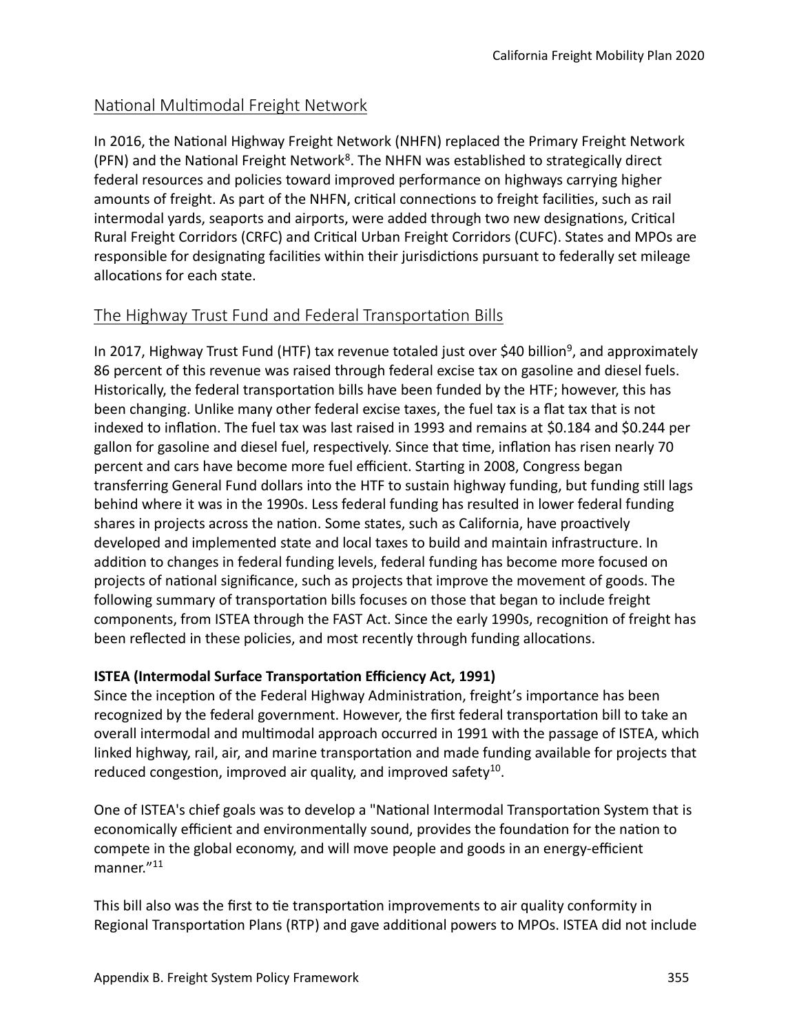## National Multimodal Freight Network

In 2016, the National Highway Freight Network (NHFN) replaced the Primary Freight Network (PFN) and the National Freight Network[8]. The NHFN was established to strategically direct federal resources and policies toward improved performance on highways carrying higher amounts of freight. As part of the NHFN, critical connections to freight facilities, such as rail intermodal yards, seaports and airports, were added through two new designations, Critical Rural Freight Corridors (CRFC) and Critical Urban Freight Corridors (CUFC). States and MPOs are responsible for designating facilities within their jurisdictions pursuant to federally set mileage allocations for each state.

## The Highway Trust Fund and Federal Transportation Bills

In 2017, Highway Trust Fund (HTF) tax revenue totaled just over $40 billion[9], and approximately 86 percent of this revenue was raised through federal excise tax on gasoline and diesel fuels. Historically, the federal transportation bills have been funded by the HTF; however, this has been changing. Unlike many other federal excise taxes, the fuel tax is a flat tax that is not indexed to inflation. The fuel tax was last raised in 1993 and remains at $0.184 and $0.244 per gallon for gasoline and diesel fuel, respectively. Since that time, inflation has risen nearly 70 percent and cars have become more fuel efficient. Starting in 2008, Congress began transferring General Fund dollars into the HTF to sustain highway funding, but funding still lags behind where it was in the 1990s. Less federal funding has resulted in lower federal funding shares in projects across the nation. Some states, such as California, have proactively developed and implemented state and local taxes to build and maintain infrastructure. In addition to changes in federal funding levels, federal funding has become more focused on projects of national significance, such as projects that improve the movement of goods. The following summary of transportation bills focuses on those that began to include freight components, from ISTEA through the FAST Act. Since the early 1990s, recognition of freight has been reflected in these policies, and most recently through funding allocations.

**ISTEA (Intermodal Surface Transportation Efficiency Act, 1991)**

Since the inception of the Federal Highway Administration, freight's importance has been recognized by the federal government. However, the first federal transportation bill to take an overall intermodal and multimodal approach occurred in 1991 with the passage of ISTEA, which linked highway, rail, air, and marine transportation and made funding available for projects that reduced congestion, improved air quality, and improved safety[10].

One of ISTEA's chief goals was to develop a "National Intermodal Transportation System that is economically efficient and environmentally sound, provides the foundation for the nation to compete in the global economy, and will move people and goods in an energy-efficient manner."[11]

This bill also was the first to tie transportation improvements to air quality conformity in Regional Transportation Plans (RTP) and gave additional powers to MPOs. ISTEA did not include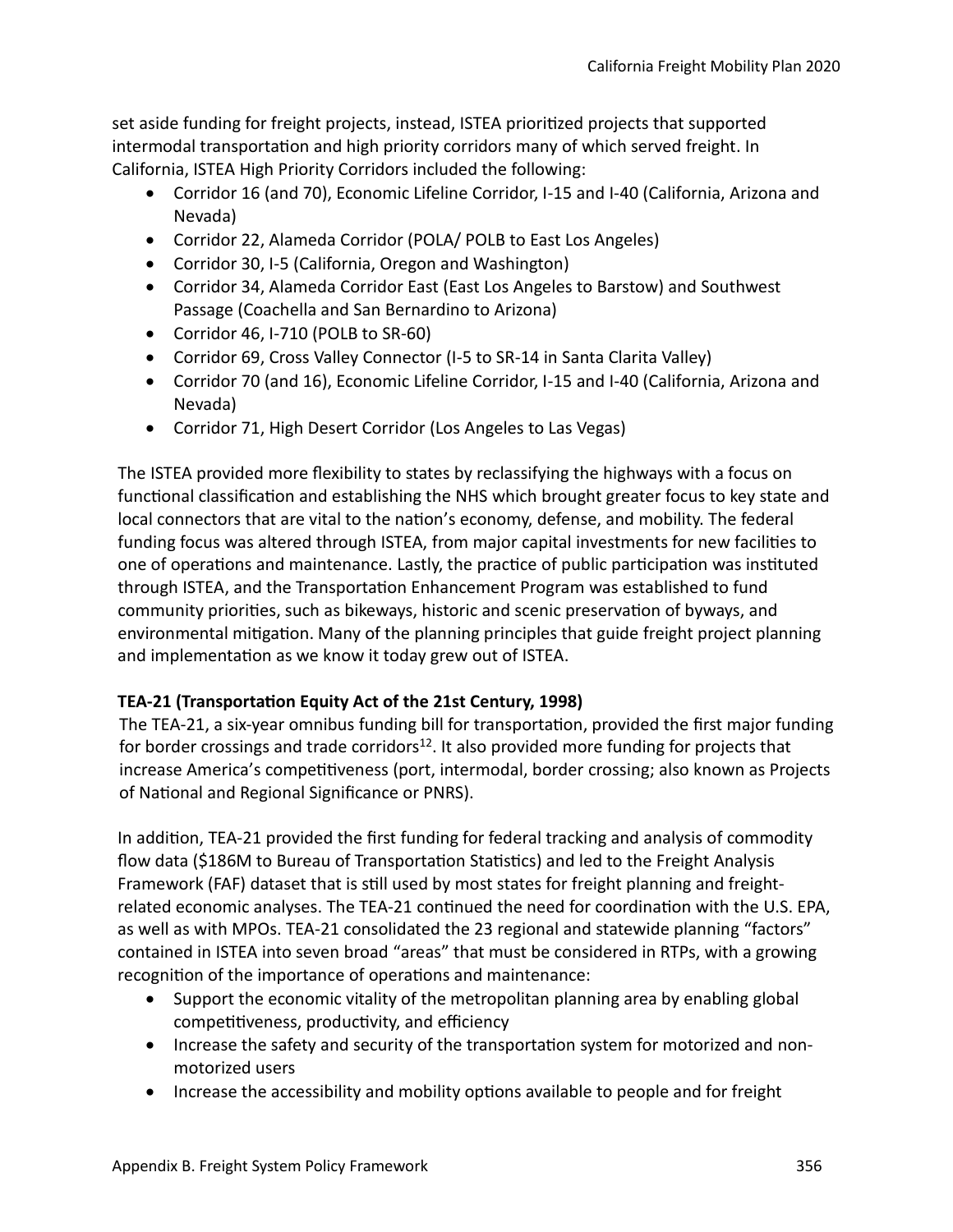set aside funding for freight projects, instead, ISTEA prioritized projects that supported intermodal transportation and high priority corridors many of which served freight. In California, ISTEA High Priority Corridors included the following:

- Corridor 16 (and 70), Economic Lifeline Corridor, I-15 and I-40 (California, Arizona and Nevada)
- Corridor 22, Alameda Corridor (POLA/ POLB to East Los Angeles)
- Corridor 30, I-5 (California, Oregon and Washington)
- Corridor 34, Alameda Corridor East (East Los Angeles to Barstow) and Southwest Passage (Coachella and San Bernardino to Arizona)
- Corridor 46, I-710 (POLB to SR-60)
- Corridor 69, Cross Valley Connector (I-5 to SR-14 in Santa Clarita Valley)
- Corridor 70 (and 16), Economic Lifeline Corridor, I-15 and I-40 (California, Arizona and Nevada)
- Corridor 71, High Desert Corridor (Los Angeles to Las Vegas)

The ISTEA provided more flexibility to states by reclassifying the highways with a focus on functional classification and establishing the NHS which brought greater focus to key state and local connectors that are vital to the nation's economy, defense, and mobility. The federal funding focus was altered through ISTEA, from major capital investments for new facilities to one of operations and maintenance. Lastly, the practice of public participation was instituted through ISTEA, and the Transportation Enhancement Program was established to fund community priorities, such as bikeways, historic and scenic preservation of byways, and environmental mitigation. Many of the planning principles that guide freight project planning and implementation as we know it today grew out of ISTEA.

**TEA-21 (Transportation Equity Act of the 21st Century, 1998)**

The TEA-21, a six-year omnibus funding bill for transportation, provided the first major funding for border crossings and trade corridors[12]. It also provided more funding for projects that increase America's competitiveness (port, intermodal, border crossing; also known as Projects of National and Regional Significance or PNRS).

In addition, TEA-21 provided the first funding for federal tracking and analysis of commodity flow data ($186M to Bureau of Transportation Statistics) and led to the Freight Analysis Framework (FAF) dataset that is still used by most states for freight planning and freight-related economic analyses. The TEA-21 continued the need for coordination with the U.S. EPA, as well as with MPOs. TEA-21 consolidated the 23 regional and statewide planning "factors" contained in ISTEA into seven broad "areas" that must be considered in RTPs, with a growing recognition of the importance of operations and maintenance:

- Support the economic vitality of the metropolitan planning area by enabling global competitiveness, productivity, and efficiency
- Increase the safety and security of the transportation system for motorized and non-motorized users
- Increase the accessibility and mobility options available to people and for freight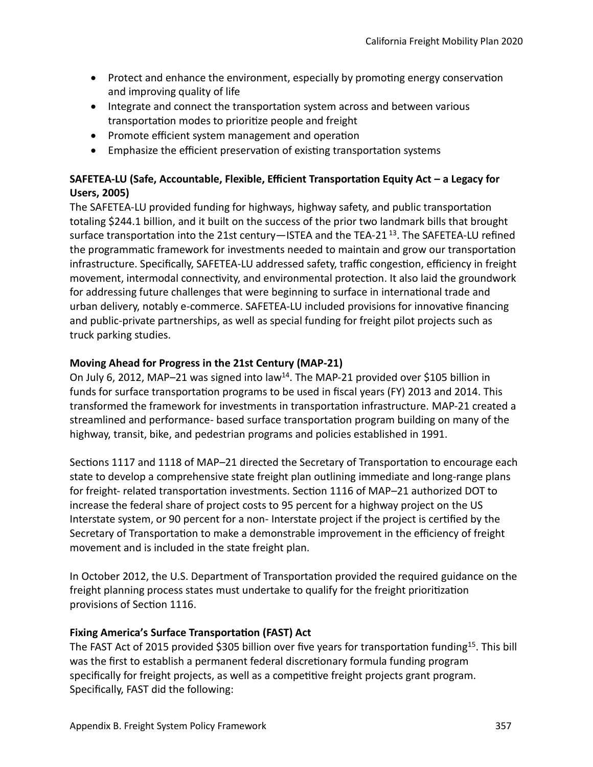- Protect and enhance the environment, especially by promoting energy conservation and improving quality of life
- Integrate and connect the transportation system across and between various transportation modes to prioritize people and freight
- Promote efficient system management and operation
- Emphasize the efficient preservation of existing transportation systems

**SAFETEA-LU (Safe, Accountable, Flexible, Efficient Transportation Equity Act – a Legacy for Users, 2005)**

The SAFETEA-LU provided funding for highways, highway safety, and public transportation totaling $244.1 billion, and it built on the success of the prior two landmark bills that brought surface transportation into the 21st century—ISTEA and the TEA-21 [13]. The SAFETEA-LU refined the programmatic framework for investments needed to maintain and grow our transportation infrastructure. Specifically, SAFETEA-LU addressed safety, traffic congestion, efficiency in freight movement, intermodal connectivity, and environmental protection. It also laid the groundwork for addressing future challenges that were beginning to surface in international trade and urban delivery, notably e-commerce. SAFETEA-LU included provisions for innovative financing and public-private partnerships, as well as special funding for freight pilot projects such as truck parking studies.

**Moving Ahead for Progress in the 21st Century (MAP-21)**

On July 6, 2012, MAP–21 was signed into law[14]. The MAP-21 provided over $105 billion in funds for surface transportation programs to be used in fiscal years (FY) 2013 and 2014. This transformed the framework for investments in transportation infrastructure. MAP-21 created a streamlined and performance- based surface transportation program building on many of the highway, transit, bike, and pedestrian programs and policies established in 1991.

Sections 1117 and 1118 of MAP–21 directed the Secretary of Transportation to encourage each state to develop a comprehensive state freight plan outlining immediate and long-range plans for freight- related transportation investments. Section 1116 of MAP–21 authorized DOT to increase the federal share of project costs to 95 percent for a highway project on the US Interstate system, or 90 percent for a non- Interstate project if the project is certified by the Secretary of Transportation to make a demonstrable improvement in the efficiency of freight movement and is included in the state freight plan.

In October 2012, the U.S. Department of Transportation provided the required guidance on the freight planning process states must undertake to qualify for the freight prioritization provisions of Section 1116.

**Fixing America's Surface Transportation (FAST) Act**

The FAST Act of 2015 provided $305 billion over five years for transportation funding[15]. This bill was the first to establish a permanent federal discretionary formula funding program specifically for freight projects, as well as a competitive freight projects grant program. Specifically, FAST did the following: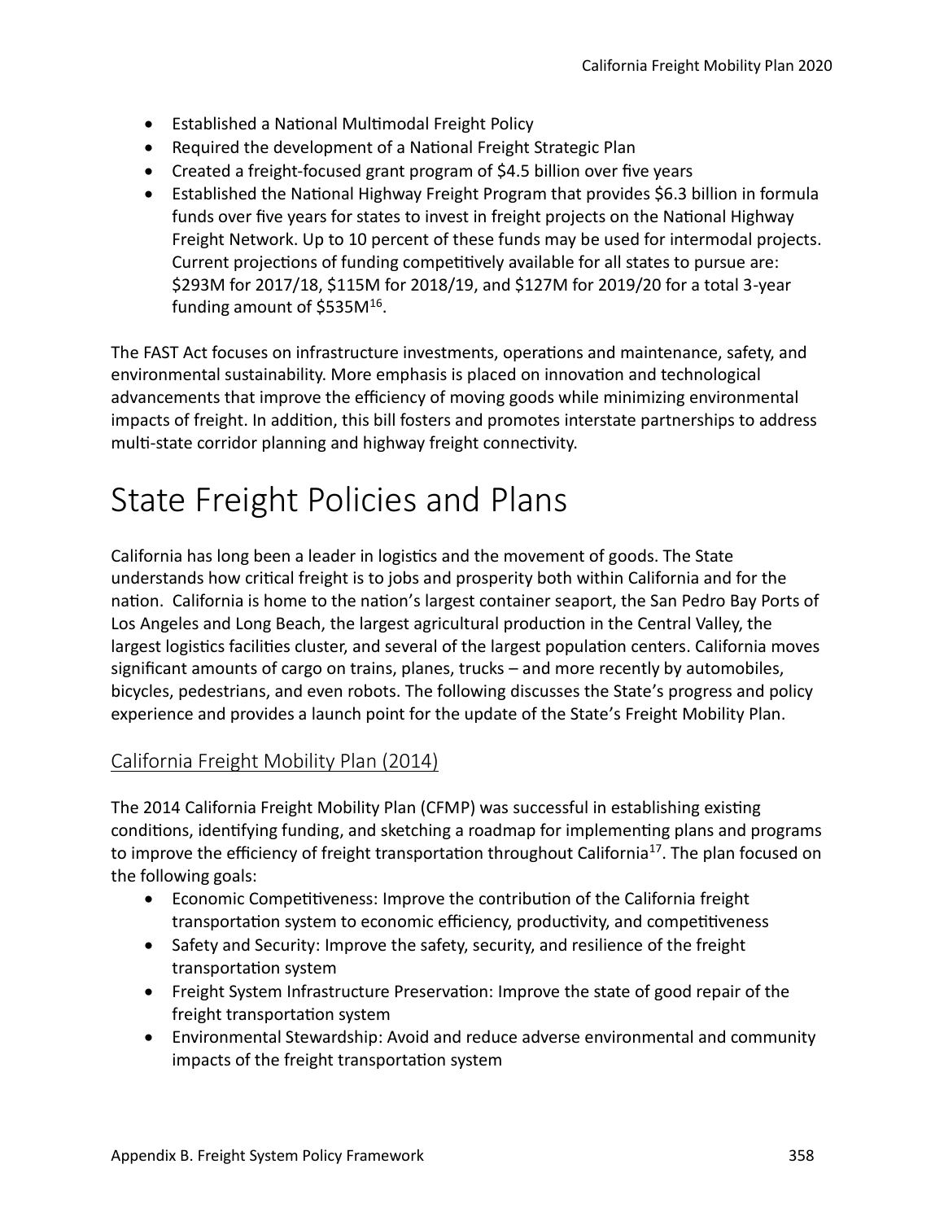- Established a National Multimodal Freight Policy
- Required the development of a National Freight Strategic Plan
- Created a freight-focused grant program of $4.5 billion over five years
- Established the National Highway Freight Program that provides $6.3 billion in formula funds over five years for states to invest in freight projects on the National Highway Freight Network. Up to 10 percent of these funds may be used for intermodal projects. Current projections of funding competitively available for all states to pursue are: $293M for 2017/18, $115M for 2018/19, and $127M for 2019/20 for a total 3-year funding amount of $535M[16].

The FAST Act focuses on infrastructure investments, operations and maintenance, safety, and environmental sustainability. More emphasis is placed on innovation and technological advancements that improve the efficiency of moving goods while minimizing environmental impacts of freight. In addition, this bill fosters and promotes interstate partnerships to address multi-state corridor planning and highway freight connectivity.

# State Freight Policies and Plans

California has long been a leader in logistics and the movement of goods. The State understands how critical freight is to jobs and prosperity both within California and for the nation. California is home to the nation's largest container seaport, the San Pedro Bay Ports of Los Angeles and Long Beach, the largest agricultural production in the Central Valley, the largest logistics facilities cluster, and several of the largest population centers. California moves significant amounts of cargo on trains, planes, trucks – and more recently by automobiles, bicycles, pedestrians, and even robots. The following discusses the State's progress and policy experience and provides a launch point for the update of the State's Freight Mobility Plan.

## California Freight Mobility Plan (2014)

The 2014 California Freight Mobility Plan (CFMP) was successful in establishing existing conditions, identifying funding, and sketching a roadmap for implementing plans and programs to improve the efficiency of freight transportation throughout California[17]. The plan focused on the following goals:

- Economic Competitiveness: Improve the contribution of the California freight transportation system to economic efficiency, productivity, and competitiveness
- Safety and Security: Improve the safety, security, and resilience of the freight transportation system
- Freight System Infrastructure Preservation: Improve the state of good repair of the freight transportation system
- Environmental Stewardship: Avoid and reduce adverse environmental and community impacts of the freight transportation system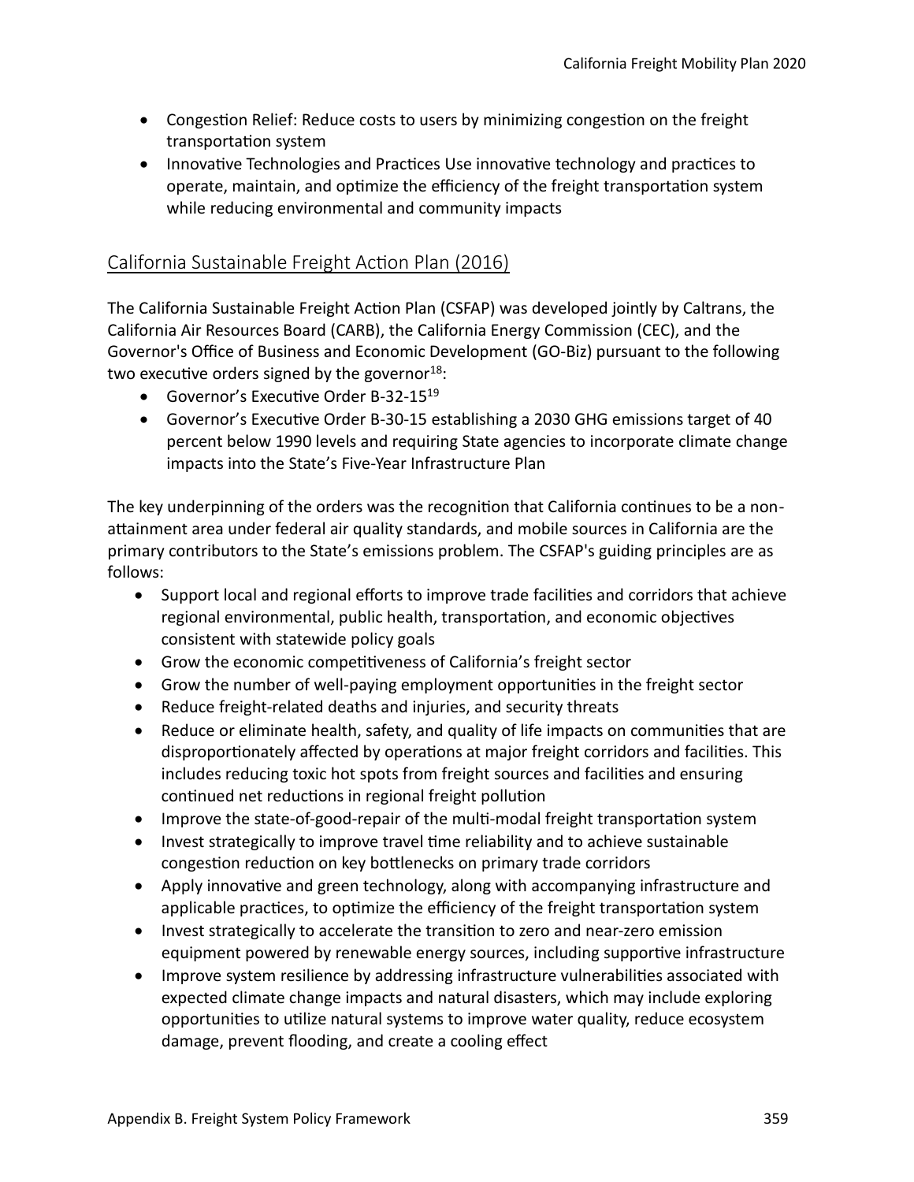- Congestion Relief: Reduce costs to users by minimizing congestion on the freight transportation system
- Innovative Technologies and Practices Use innovative technology and practices to operate, maintain, and optimize the efficiency of the freight transportation system while reducing environmental and community impacts

## California Sustainable Freight Action Plan (2016)

The California Sustainable Freight Action Plan (CSFAP) was developed jointly by Caltrans, the California Air Resources Board (CARB), the California Energy Commission (CEC), and the Governor's Office of Business and Economic Development (GO-Biz) pursuant to the following two executive orders signed by the governor[18]:

- Governor's Executive Order B-32-15[19]
- Governor's Executive Order B-30-15 establishing a 2030 GHG emissions target of 40 percent below 1990 levels and requiring State agencies to incorporate climate change impacts into the State's Five-Year Infrastructure Plan

The key underpinning of the orders was the recognition that California continues to be a non-attainment area under federal air quality standards, and mobile sources in California are the primary contributors to the State's emissions problem. The CSFAP's guiding principles are as follows:

- Support local and regional efforts to improve trade facilities and corridors that achieve regional environmental, public health, transportation, and economic objectives consistent with statewide policy goals
- Grow the economic competitiveness of California's freight sector
- Grow the number of well-paying employment opportunities in the freight sector
- Reduce freight-related deaths and injuries, and security threats
- Reduce or eliminate health, safety, and quality of life impacts on communities that are disproportionately affected by operations at major freight corridors and facilities. This includes reducing toxic hot spots from freight sources and facilities and ensuring continued net reductions in regional freight pollution
- Improve the state-of-good-repair of the multi-modal freight transportation system
- Invest strategically to improve travel time reliability and to achieve sustainable congestion reduction on key bottlenecks on primary trade corridors
- Apply innovative and green technology, along with accompanying infrastructure and applicable practices, to optimize the efficiency of the freight transportation system
- Invest strategically to accelerate the transition to zero and near-zero emission equipment powered by renewable energy sources, including supportive infrastructure
- Improve system resilience by addressing infrastructure vulnerabilities associated with expected climate change impacts and natural disasters, which may include exploring opportunities to utilize natural systems to improve water quality, reduce ecosystem damage, prevent flooding, and create a cooling effect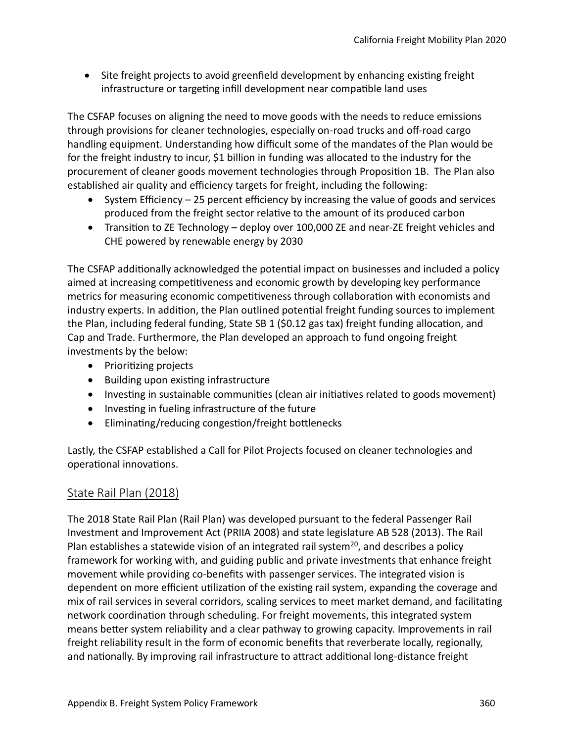- Site freight projects to avoid greenfield development by enhancing existing freight infrastructure or targeting infill development near compatible land uses

The CSFAP focuses on aligning the need to move goods with the needs to reduce emissions through provisions for cleaner technologies, especially on-road trucks and off-road cargo handling equipment. Understanding how difficult some of the mandates of the Plan would be for the freight industry to incur, $1 billion in funding was allocated to the industry for the procurement of cleaner goods movement technologies through Proposition 1B. The Plan also established air quality and efficiency targets for freight, including the following:

- System Efficiency – 25 percent efficiency by increasing the value of goods and services produced from the freight sector relative to the amount of its produced carbon
- Transition to ZE Technology – deploy over 100,000 ZE and near-ZE freight vehicles and CHE powered by renewable energy by 2030

The CSFAP additionally acknowledged the potential impact on businesses and included a policy aimed at increasing competitiveness and economic growth by developing key performance metrics for measuring economic competitiveness through collaboration with economists and industry experts. In addition, the Plan outlined potential freight funding sources to implement the Plan, including federal funding, State SB 1 ($0.12 gas tax) freight funding allocation, and Cap and Trade. Furthermore, the Plan developed an approach to fund ongoing freight investments by the below:

- Prioritizing projects
- Building upon existing infrastructure
- Investing in sustainable communities (clean air initiatives related to goods movement)
- Investing in fueling infrastructure of the future
- Eliminating/reducing congestion/freight bottlenecks

Lastly, the CSFAP established a Call for Pilot Projects focused on cleaner technologies and operational innovations.

## State Rail Plan (2018)

The 2018 State Rail Plan (Rail Plan) was developed pursuant to the federal Passenger Rail Investment and Improvement Act (PRIIA 2008) and state legislature AB 528 (2013). The Rail Plan establishes a statewide vision of an integrated rail system[20], and describes a policy framework for working with, and guiding public and private investments that enhance freight movement while providing co-benefits with passenger services. The integrated vision is dependent on more efficient utilization of the existing rail system, expanding the coverage and mix of rail services in several corridors, scaling services to meet market demand, and facilitating network coordination through scheduling. For freight movements, this integrated system means better system reliability and a clear pathway to growing capacity. Improvements in rail freight reliability result in the form of economic benefits that reverberate locally, regionally, and nationally. By improving rail infrastructure to attract additional long-distance freight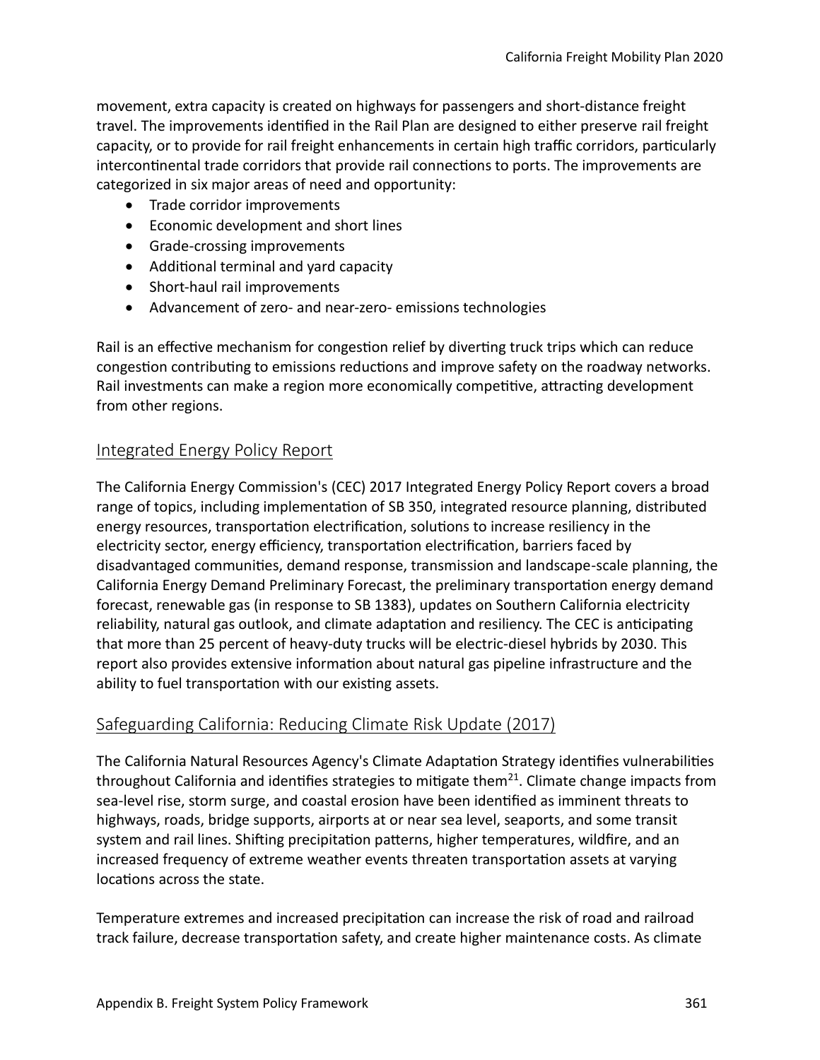movement, extra capacity is created on highways for passengers and short-distance freight travel. The improvements identified in the Rail Plan are designed to either preserve rail freight capacity, or to provide for rail freight enhancements in certain high traffic corridors, particularly intercontinental trade corridors that provide rail connections to ports. The improvements are categorized in six major areas of need and opportunity:

- Trade corridor improvements
- Economic development and short lines
- Grade-crossing improvements
- Additional terminal and yard capacity
- Short-haul rail improvements
- Advancement of zero- and near-zero- emissions technologies

Rail is an effective mechanism for congestion relief by diverting truck trips which can reduce congestion contributing to emissions reductions and improve safety on the roadway networks. Rail investments can make a region more economically competitive, attracting development from other regions.

## Integrated Energy Policy Report

The California Energy Commission's (CEC) 2017 Integrated Energy Policy Report covers a broad range of topics, including implementation of SB 350, integrated resource planning, distributed energy resources, transportation electrification, solutions to increase resiliency in the electricity sector, energy efficiency, transportation electrification, barriers faced by disadvantaged communities, demand response, transmission and landscape-scale planning, the California Energy Demand Preliminary Forecast, the preliminary transportation energy demand forecast, renewable gas (in response to SB 1383), updates on Southern California electricity reliability, natural gas outlook, and climate adaptation and resiliency. The CEC is anticipating that more than 25 percent of heavy-duty trucks will be electric-diesel hybrids by 2030. This report also provides extensive information about natural gas pipeline infrastructure and the ability to fuel transportation with our existing assets.

## Safeguarding California: Reducing Climate Risk Update (2017)

The California Natural Resources Agency's Climate Adaptation Strategy identifies vulnerabilities throughout California and identifies strategies to mitigate them[21]. Climate change impacts from sea-level rise, storm surge, and coastal erosion have been identified as imminent threats to highways, roads, bridge supports, airports at or near sea level, seaports, and some transit system and rail lines. Shifting precipitation patterns, higher temperatures, wildfire, and an increased frequency of extreme weather events threaten transportation assets at varying locations across the state.

Temperature extremes and increased precipitation can increase the risk of road and railroad track failure, decrease transportation safety, and create higher maintenance costs. As climate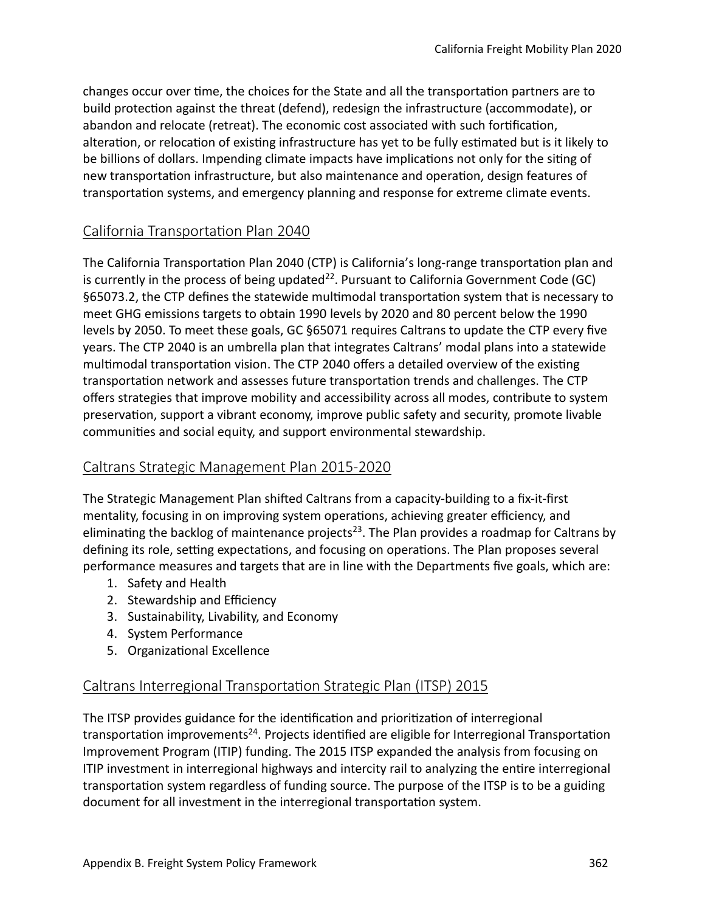changes occur over time, the choices for the State and all the transportation partners are to build protection against the threat (defend), redesign the infrastructure (accommodate), or abandon and relocate (retreat). The economic cost associated with such fortification, alteration, or relocation of existing infrastructure has yet to be fully estimated but is it likely to be billions of dollars. Impending climate impacts have implications not only for the siting of new transportation infrastructure, but also maintenance and operation, design features of transportation systems, and emergency planning and response for extreme climate events.

## California Transportation Plan 2040

The California Transportation Plan 2040 (CTP) is California's long-range transportation plan and is currently in the process of being updated[22]. Pursuant to California Government Code (GC) §65073.2, the CTP defines the statewide multimodal transportation system that is necessary to meet GHG emissions targets to obtain 1990 levels by 2020 and 80 percent below the 1990 levels by 2050. To meet these goals, GC §65071 requires Caltrans to update the CTP every five years. The CTP 2040 is an umbrella plan that integrates Caltrans' modal plans into a statewide multimodal transportation vision. The CTP 2040 offers a detailed overview of the existing transportation network and assesses future transportation trends and challenges. The CTP offers strategies that improve mobility and accessibility across all modes, contribute to system preservation, support a vibrant economy, improve public safety and security, promote livable communities and social equity, and support environmental stewardship.

## Caltrans Strategic Management Plan 2015-2020

The Strategic Management Plan shifted Caltrans from a capacity-building to a fix-it-first mentality, focusing in on improving system operations, achieving greater efficiency, and eliminating the backlog of maintenance projects[23]. The Plan provides a roadmap for Caltrans by defining its role, setting expectations, and focusing on operations. The Plan proposes several performance measures and targets that are in line with the Departments five goals, which are:

1. Safety and Health
2. Stewardship and Efficiency
3. Sustainability, Livability, and Economy
4. System Performance
5. Organizational Excellence

## Caltrans Interregional Transportation Strategic Plan (ITSP) 2015

The ITSP provides guidance for the identification and prioritization of interregional transportation improvements[24]. Projects identified are eligible for Interregional Transportation Improvement Program (ITIP) funding. The 2015 ITSP expanded the analysis from focusing on ITIP investment in interregional highways and intercity rail to analyzing the entire interregional transportation system regardless of funding source. The purpose of the ITSP is to be a guiding document for all investment in the interregional transportation system.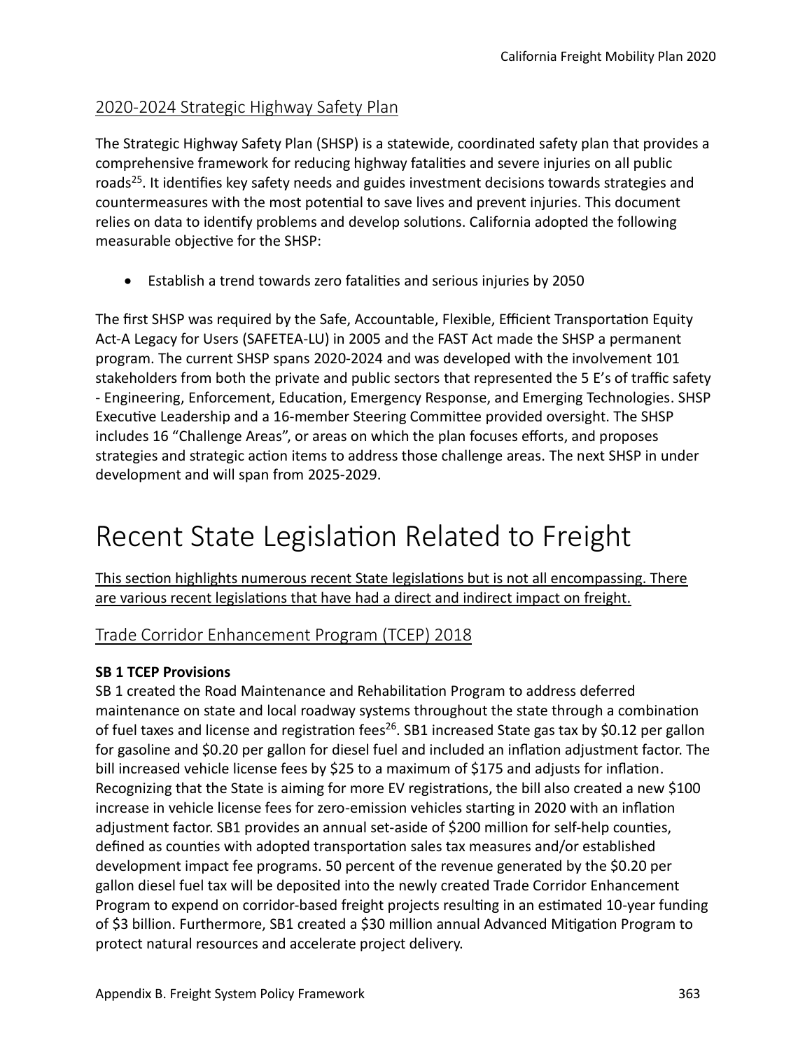### 2020-2024 Strategic Highway Safety Plan

The Strategic Highway Safety Plan (SHSP) is a statewide, coordinated safety plan that provides a comprehensive framework for reducing highway fatalities and severe injuries on all public roads[25]. It identifies key safety needs and guides investment decisions towards strategies and countermeasures with the most potential to save lives and prevent injuries. This document relies on data to identify problems and develop solutions. California adopted the following measurable objective for the SHSP:

- Establish a trend towards zero fatalities and serious injuries by 2050

The first SHSP was required by the Safe, Accountable, Flexible, Efficient Transportation Equity Act-A Legacy for Users (SAFETEA-LU) in 2005 and the FAST Act made the SHSP a permanent program. The current SHSP spans 2020-2024 and was developed with the involvement 101 stakeholders from both the private and public sectors that represented the 5 E's of traffic safety - Engineering, Enforcement, Education, Emergency Response, and Emerging Technologies. SHSP Executive Leadership and a 16-member Steering Committee provided oversight. The SHSP includes 16 "Challenge Areas", or areas on which the plan focuses efforts, and proposes strategies and strategic action items to address those challenge areas. The next SHSP in under development and will span from 2025-2029.

# Recent State Legislation Related to Freight

<u>This section highlights numerous recent State legislations but is not all encompassing. There are various recent legislations that have had a direct and indirect impact on freight.</u>

### Trade Corridor Enhancement Program (TCEP) 2018

**SB 1 TCEP Provisions**

SB 1 created the Road Maintenance and Rehabilitation Program to address deferred maintenance on state and local roadway systems throughout the state through a combination of fuel taxes and license and registration fees[26]. SB1 increased State gas tax by $0.12 per gallon for gasoline and $0.20 per gallon for diesel fuel and included an inflation adjustment factor. The bill increased vehicle license fees by $25 to a maximum of $175 and adjusts for inflation. Recognizing that the State is aiming for more EV registrations, the bill also created a new $100 increase in vehicle license fees for zero-emission vehicles starting in 2020 with an inflation adjustment factor. SB1 provides an annual set-aside of $200 million for self-help counties, defined as counties with adopted transportation sales tax measures and/or established development impact fee programs. 50 percent of the revenue generated by the $0.20 per gallon diesel fuel tax will be deposited into the newly created Trade Corridor Enhancement Program to expend on corridor-based freight projects resulting in an estimated 10-year funding of $3 billion. Furthermore, SB1 created a $30 million annual Advanced Mitigation Program to protect natural resources and accelerate project delivery.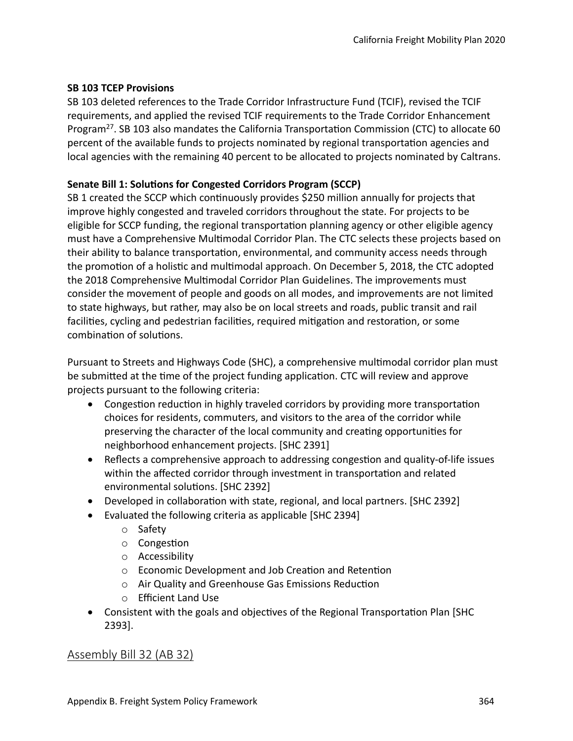**SB 103 TCEP Provisions**

SB 103 deleted references to the Trade Corridor Infrastructure Fund (TCIF), revised the TCIF requirements, and applied the revised TCIF requirements to the Trade Corridor Enhancement Program[27]. SB 103 also mandates the California Transportation Commission (CTC) to allocate 60 percent of the available funds to projects nominated by regional transportation agencies and local agencies with the remaining 40 percent to be allocated to projects nominated by Caltrans.

**Senate Bill 1: Solutions for Congested Corridors Program (SCCP)**

SB 1 created the SCCP which continuously provides $250 million annually for projects that improve highly congested and traveled corridors throughout the state. For projects to be eligible for SCCP funding, the regional transportation planning agency or other eligible agency must have a Comprehensive Multimodal Corridor Plan. The CTC selects these projects based on their ability to balance transportation, environmental, and community access needs through the promotion of a holistic and multimodal approach. On December 5, 2018, the CTC adopted the 2018 Comprehensive Multimodal Corridor Plan Guidelines. The improvements must consider the movement of people and goods on all modes, and improvements are not limited to state highways, but rather, may also be on local streets and roads, public transit and rail facilities, cycling and pedestrian facilities, required mitigation and restoration, or some combination of solutions.

Pursuant to Streets and Highways Code (SHC), a comprehensive multimodal corridor plan must be submitted at the time of the project funding application. CTC will review and approve projects pursuant to the following criteria:

- Congestion reduction in highly traveled corridors by providing more transportation choices for residents, commuters, and visitors to the area of the corridor while preserving the character of the local community and creating opportunities for neighborhood enhancement projects. [SHC 2391]
- Reflects a comprehensive approach to addressing congestion and quality-of-life issues within the affected corridor through investment in transportation and related environmental solutions. [SHC 2392]
- Developed in collaboration with state, regional, and local partners. [SHC 2392]
- Evaluated the following criteria as applicable [SHC 2394]
  - Safety
  - Congestion
  - Accessibility
  - Economic Development and Job Creation and Retention
  - Air Quality and Greenhouse Gas Emissions Reduction
  - Efficient Land Use
- Consistent with the goals and objectives of the Regional Transportation Plan [SHC 2393].

## Assembly Bill 32 (AB 32)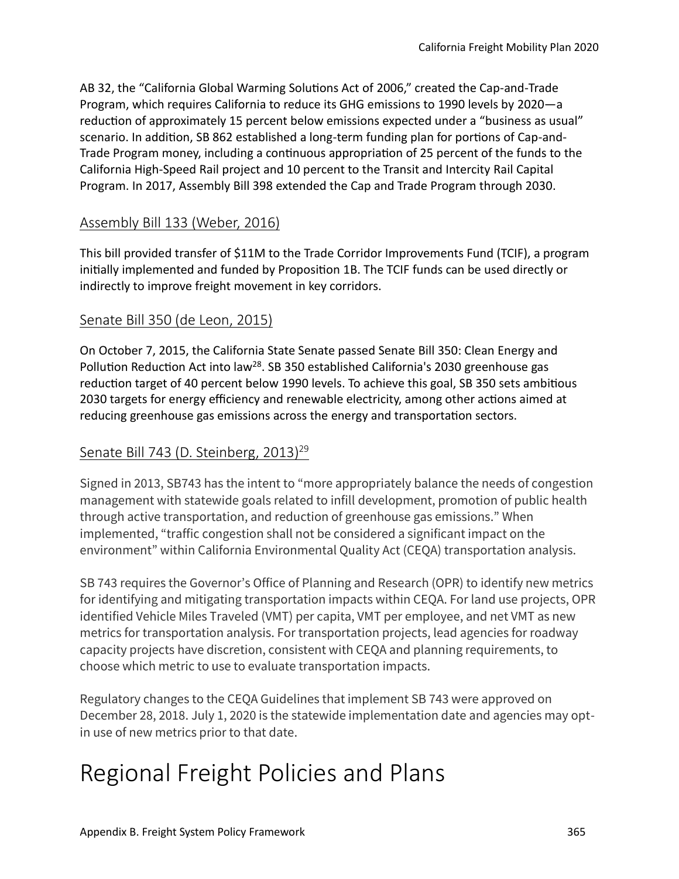AB 32, the "California Global Warming Solutions Act of 2006," created the Cap-and-Trade Program, which requires California to reduce its GHG emissions to 1990 levels by 2020—a reduction of approximately 15 percent below emissions expected under a "business as usual" scenario. In addition, SB 862 established a long-term funding plan for portions of Cap-and-Trade Program money, including a continuous appropriation of 25 percent of the funds to the California High-Speed Rail project and 10 percent to the Transit and Intercity Rail Capital Program. In 2017, Assembly Bill 398 extended the Cap and Trade Program through 2030.

### Assembly Bill 133 (Weber, 2016)

This bill provided transfer of $11M to the Trade Corridor Improvements Fund (TCIF), a program initially implemented and funded by Proposition 1B. The TCIF funds can be used directly or indirectly to improve freight movement in key corridors.

### Senate Bill 350 (de Leon, 2015)

On October 7, 2015, the California State Senate passed Senate Bill 350: Clean Energy and Pollution Reduction Act into law[28]. SB 350 established California's 2030 greenhouse gas reduction target of 40 percent below 1990 levels. To achieve this goal, SB 350 sets ambitious 2030 targets for energy efficiency and renewable electricity, among other actions aimed at reducing greenhouse gas emissions across the energy and transportation sectors.

### Senate Bill 743 (D. Steinberg, 2013)[29]

Signed in 2013, SB743 has the intent to "more appropriately balance the needs of congestion management with statewide goals related to infill development, promotion of public health through active transportation, and reduction of greenhouse gas emissions." When implemented, "traffic congestion shall not be considered a significant impact on the environment" within California Environmental Quality Act (CEQA) transportation analysis.

SB 743 requires the Governor's Office of Planning and Research (OPR) to identify new metrics for identifying and mitigating transportation impacts within CEQA. For land use projects, OPR identified Vehicle Miles Traveled (VMT) per capita, VMT per employee, and net VMT as new metrics for transportation analysis. For transportation projects, lead agencies for roadway capacity projects have discretion, consistent with CEQA and planning requirements, to choose which metric to use to evaluate transportation impacts.

Regulatory changes to the CEQA Guidelines that implement SB 743 were approved on December 28, 2018. July 1, 2020 is the statewide implementation date and agencies may opt-in use of new metrics prior to that date.

# Regional Freight Policies and Plans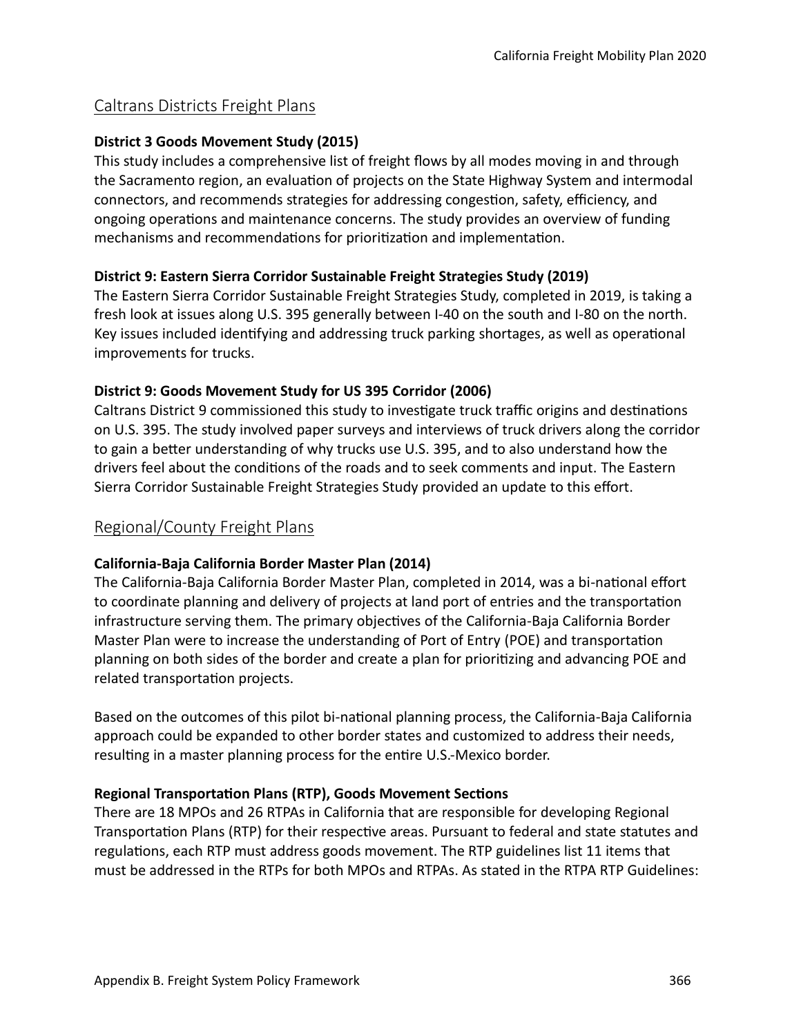## Caltrans Districts Freight Plans

**District 3 Goods Movement Study (2015)**
This study includes a comprehensive list of freight flows by all modes moving in and through the Sacramento region, an evaluation of projects on the State Highway System and intermodal connectors, and recommends strategies for addressing congestion, safety, efficiency, and ongoing operations and maintenance concerns. The study provides an overview of funding mechanisms and recommendations for prioritization and implementation.

**District 9: Eastern Sierra Corridor Sustainable Freight Strategies Study (2019)**
The Eastern Sierra Corridor Sustainable Freight Strategies Study, completed in 2019, is taking a fresh look at issues along U.S. 395 generally between I-40 on the south and I-80 on the north. Key issues included identifying and addressing truck parking shortages, as well as operational improvements for trucks.

**District 9: Goods Movement Study for US 395 Corridor (2006)**
Caltrans District 9 commissioned this study to investigate truck traffic origins and destinations on U.S. 395. The study involved paper surveys and interviews of truck drivers along the corridor to gain a better understanding of why trucks use U.S. 395, and to also understand how the drivers feel about the conditions of the roads and to seek comments and input. The Eastern Sierra Corridor Sustainable Freight Strategies Study provided an update to this effort.

## Regional/County Freight Plans

**California-Baja California Border Master Plan (2014)**
The California-Baja California Border Master Plan, completed in 2014, was a bi-national effort to coordinate planning and delivery of projects at land port of entries and the transportation infrastructure serving them. The primary objectives of the California-Baja California Border Master Plan were to increase the understanding of Port of Entry (POE) and transportation planning on both sides of the border and create a plan for prioritizing and advancing POE and related transportation projects.

Based on the outcomes of this pilot bi-national planning process, the California-Baja California approach could be expanded to other border states and customized to address their needs, resulting in a master planning process for the entire U.S.-Mexico border.

**Regional Transportation Plans (RTP), Goods Movement Sections**
There are 18 MPOs and 26 RTPAs in California that are responsible for developing Regional Transportation Plans (RTP) for their respective areas. Pursuant to federal and state statutes and regulations, each RTP must address goods movement. The RTP guidelines list 11 items that must be addressed in the RTPs for both MPOs and RTPAs. As stated in the RTPA RTP Guidelines: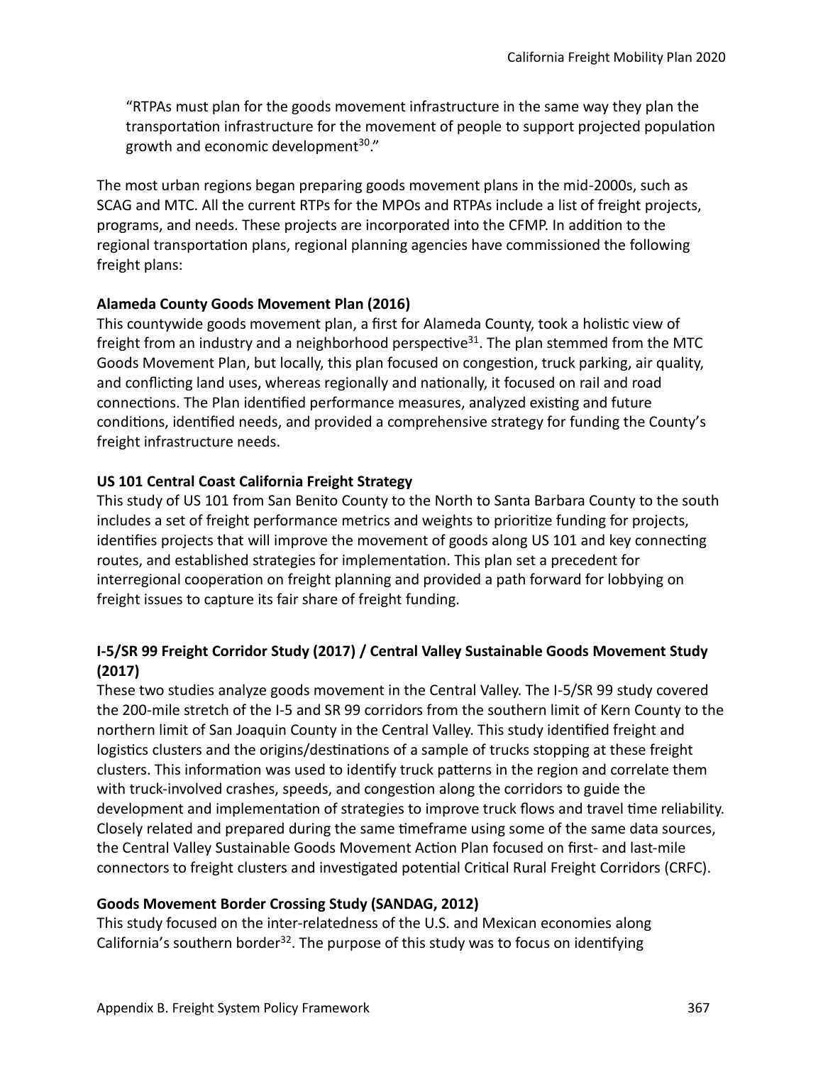"RTPAs must plan for the goods movement infrastructure in the same way they plan the transportation infrastructure for the movement of people to support projected population growth and economic development[30]."

The most urban regions began preparing goods movement plans in the mid-2000s, such as SCAG and MTC. All the current RTPs for the MPOs and RTPAs include a list of freight projects, programs, and needs. These projects are incorporated into the CFMP. In addition to the regional transportation plans, regional planning agencies have commissioned the following freight plans:

**Alameda County Goods Movement Plan (2016)**

This countywide goods movement plan, a first for Alameda County, took a holistic view of freight from an industry and a neighborhood perspective[31]. The plan stemmed from the MTC Goods Movement Plan, but locally, this plan focused on congestion, truck parking, air quality, and conflicting land uses, whereas regionally and nationally, it focused on rail and road connections. The Plan identified performance measures, analyzed existing and future conditions, identified needs, and provided a comprehensive strategy for funding the County's freight infrastructure needs.

**US 101 Central Coast California Freight Strategy**

This study of US 101 from San Benito County to the North to Santa Barbara County to the south includes a set of freight performance metrics and weights to prioritize funding for projects, identifies projects that will improve the movement of goods along US 101 and key connecting routes, and established strategies for implementation. This plan set a precedent for interregional cooperation on freight planning and provided a path forward for lobbying on freight issues to capture its fair share of freight funding.

**I-5/SR 99 Freight Corridor Study (2017) / Central Valley Sustainable Goods Movement Study (2017)**

These two studies analyze goods movement in the Central Valley. The I-5/SR 99 study covered the 200-mile stretch of the I-5 and SR 99 corridors from the southern limit of Kern County to the northern limit of San Joaquin County in the Central Valley. This study identified freight and logistics clusters and the origins/destinations of a sample of trucks stopping at these freight clusters. This information was used to identify truck patterns in the region and correlate them with truck-involved crashes, speeds, and congestion along the corridors to guide the development and implementation of strategies to improve truck flows and travel time reliability. Closely related and prepared during the same timeframe using some of the same data sources, the Central Valley Sustainable Goods Movement Action Plan focused on first- and last-mile connectors to freight clusters and investigated potential Critical Rural Freight Corridors (CRFC).

**Goods Movement Border Crossing Study (SANDAG, 2012)**

This study focused on the inter-relatedness of the U.S. and Mexican economies along California's southern border[32]. The purpose of this study was to focus on identifying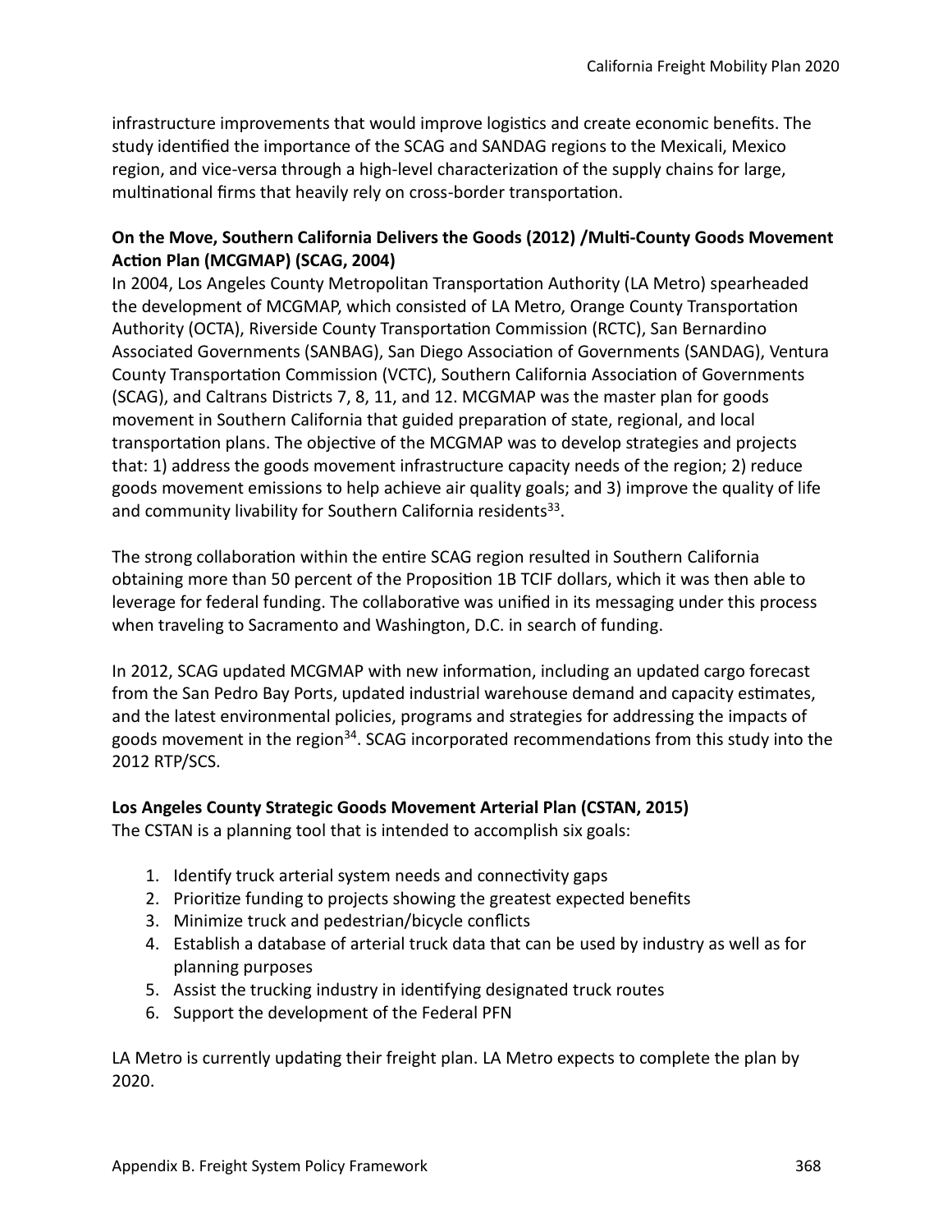infrastructure improvements that would improve logistics and create economic benefits. The study identified the importance of the SCAG and SANDAG regions to the Mexicali, Mexico region, and vice-versa through a high-level characterization of the supply chains for large, multinational firms that heavily rely on cross-border transportation.

**On the Move, Southern California Delivers the Goods (2012) /Multi-County Goods Movement Action Plan (MCGMAP) (SCAG, 2004)**

In 2004, Los Angeles County Metropolitan Transportation Authority (LA Metro) spearheaded the development of MCGMAP, which consisted of LA Metro, Orange County Transportation Authority (OCTA), Riverside County Transportation Commission (RCTC), San Bernardino Associated Governments (SANBAG), San Diego Association of Governments (SANDAG), Ventura County Transportation Commission (VCTC), Southern California Association of Governments (SCAG), and Caltrans Districts 7, 8, 11, and 12. MCGMAP was the master plan for goods movement in Southern California that guided preparation of state, regional, and local transportation plans. The objective of the MCGMAP was to develop strategies and projects that: 1) address the goods movement infrastructure capacity needs of the region; 2) reduce goods movement emissions to help achieve air quality goals; and 3) improve the quality of life and community livability for Southern California residents[33].

The strong collaboration within the entire SCAG region resulted in Southern California obtaining more than 50 percent of the Proposition 1B TCIF dollars, which it was then able to leverage for federal funding. The collaborative was unified in its messaging under this process when traveling to Sacramento and Washington, D.C. in search of funding.

In 2012, SCAG updated MCGMAP with new information, including an updated cargo forecast from the San Pedro Bay Ports, updated industrial warehouse demand and capacity estimates, and the latest environmental policies, programs and strategies for addressing the impacts of goods movement in the region[34]. SCAG incorporated recommendations from this study into the 2012 RTP/SCS.

**Los Angeles County Strategic Goods Movement Arterial Plan (CSTAN, 2015)**

The CSTAN is a planning tool that is intended to accomplish six goals:

1. Identify truck arterial system needs and connectivity gaps
2. Prioritize funding to projects showing the greatest expected benefits
3. Minimize truck and pedestrian/bicycle conflicts
4. Establish a database of arterial truck data that can be used by industry as well as for planning purposes
5. Assist the trucking industry in identifying designated truck routes
6. Support the development of the Federal PFN

LA Metro is currently updating their freight plan. LA Metro expects to complete the plan by 2020.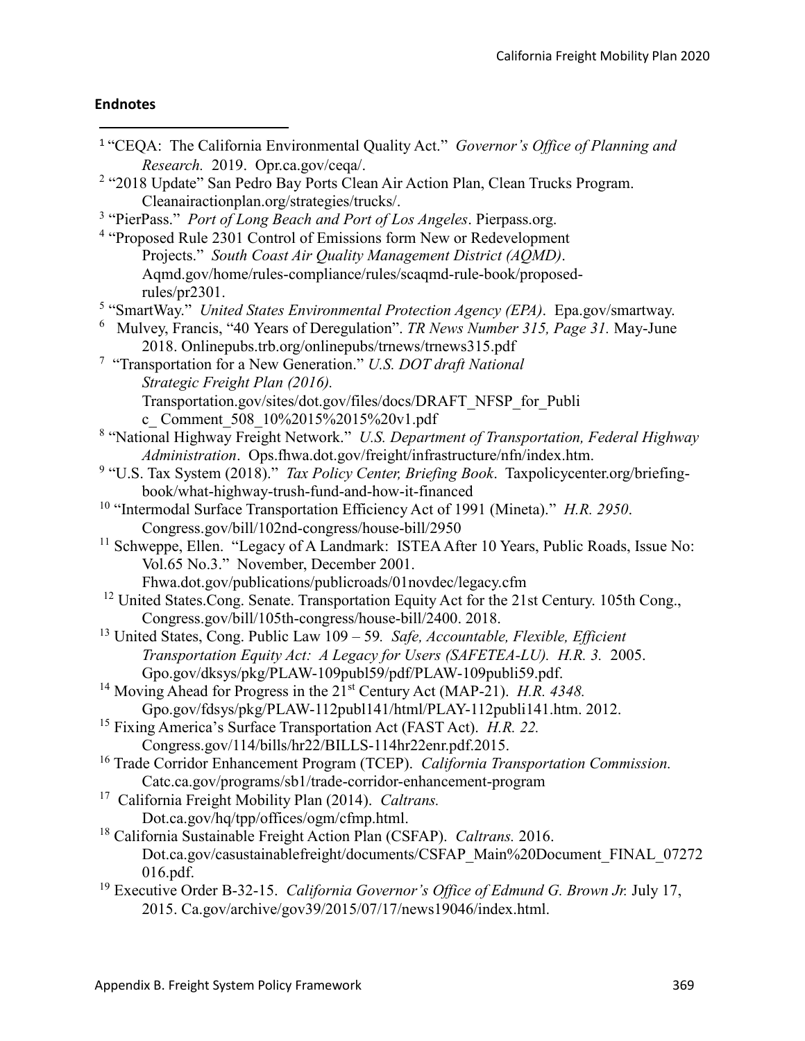**Endnotes**

[1] "CEQA: The California Environmental Quality Act." *Governor's Office of Planning and Research.* 2019. Opr.ca.gov/ceqa/.

[2] "2018 Update" San Pedro Bay Ports Clean Air Action Plan, Clean Trucks Program. Cleanairactionplan.org/strategies/trucks/.

[3] "PierPass." *Port of Long Beach and Port of Los Angeles*. Pierpass.org.

[4] "Proposed Rule 2301 Control of Emissions form New or Redevelopment Projects." *South Coast Air Quality Management District (AQMD)*. Aqmd.gov/home/rules-compliance/rules/scaqmd-rule-book/proposed-rules/pr2301.

[5] "SmartWay." *United States Environmental Protection Agency (EPA)*. Epa.gov/smartway.

[6] Mulvey, Francis, "40 Years of Deregulation". *TR News Number 315, Page 31.* May-June 2018. Onlinepubs.trb.org/onlinepubs/trnews/trnews315.pdf

[7] "Transportation for a New Generation." *U.S. DOT draft National Strategic Freight Plan (2016).* Transportation.gov/sites/dot.gov/files/docs/DRAFT_NFSP_for_Public_ Comment_508_10%2015%2015%20v1.pdf

[8] "National Highway Freight Network." *U.S. Department of Transportation, Federal Highway Administration*. Ops.fhwa.dot.gov/freight/infrastructure/nfn/index.htm.

[9] "U.S. Tax System (2018)." *Tax Policy Center, Briefing Book*. Taxpolicycenter.org/briefing-book/what-highway-trush-fund-and-how-it-financed

[10] "Intermodal Surface Transportation Efficiency Act of 1991 (Mineta)." *H.R. 2950*. Congress.gov/bill/102nd-congress/house-bill/2950

[11] Schweppe, Ellen. "Legacy of A Landmark: ISTEA After 10 Years, Public Roads, Issue No: Vol.65 No.3." November, December 2001. Fhwa.dot.gov/publications/publicroads/01novdec/legacy.cfm

[12] United States.Cong. Senate. Transportation Equity Act for the 21st Century. 105th Cong., Congress.gov/bill/105th-congress/house-bill/2400. 2018.

[13] United States, Cong. Public Law 109 – 59*. Safe, Accountable, Flexible, Efficient Transportation Equity Act: A Legacy for Users (SAFETEA-LU). H.R. 3.* 2005. Gpo.gov/dksys/pkg/PLAW-109publ59/pdf/PLAW-109publi59.pdf.

[14] Moving Ahead for Progress in the 21st Century Act (MAP-21). *H.R. 4348.* Gpo.gov/fdsys/pkg/PLAW-112publ141/html/PLAY-112publi141.htm. 2012.

[15] Fixing America's Surface Transportation Act (FAST Act). *H.R. 22.* Congress.gov/114/bills/hr22/BILLS-114hr22enr.pdf.2015.

[16] Trade Corridor Enhancement Program (TCEP). *California Transportation Commission.* Catc.ca.gov/programs/sb1/trade-corridor-enhancement-program

[17] California Freight Mobility Plan (2014). *Caltrans.* Dot.ca.gov/hq/tpp/offices/ogm/cfmp.html.

[18] California Sustainable Freight Action Plan (CSFAP). *Caltrans.* 2016. Dot.ca.gov/casustainablefreight/documents/CSFAP_Main%20Document_FINAL_07272016.pdf.

[19] Executive Order B-32-15. *California Governor's Office of Edmund G. Brown Jr.* July 17, 2015. Ca.gov/archive/gov39/2015/07/17/news19046/index.html.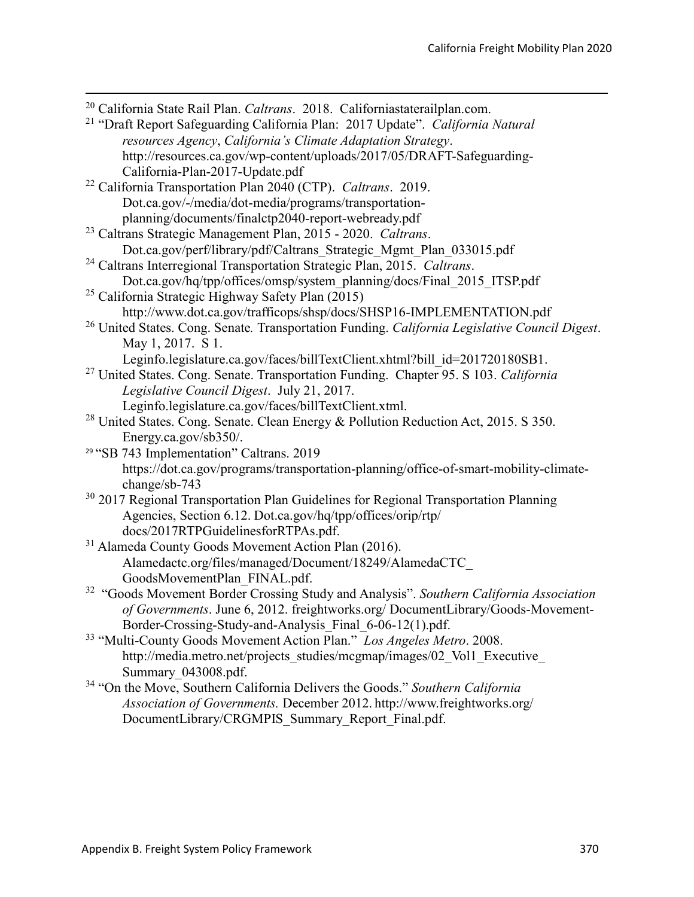[20] California State Rail Plan. *Caltrans*. 2018. Californiastaterailplan.com.

[21] "Draft Report Safeguarding California Plan: 2017 Update". *California Natural resources Agency*, *California's Climate Adaptation Strategy*. http://resources.ca.gov/wp-content/uploads/2017/05/DRAFT-Safeguarding-California-Plan-2017-Update.pdf

[22] California Transportation Plan 2040 (CTP). *Caltrans*. 2019. Dot.ca.gov/-/media/dot-media/programs/transportation-planning/documents/finalctp2040-report-webready.pdf

[23] Caltrans Strategic Management Plan, 2015 - 2020. *Caltrans*. Dot.ca.gov/perf/library/pdf/Caltrans_Strategic_Mgmt_Plan_033015.pdf

[24] Caltrans Interregional Transportation Strategic Plan, 2015. *Caltrans*. Dot.ca.gov/hq/tpp/offices/omsp/system_planning/docs/Final_2015_ITSP.pdf

[25] California Strategic Highway Safety Plan (2015) http://www.dot.ca.gov/trafficops/shsp/docs/SHSP16-IMPLEMENTATION.pdf

[26] United States. Cong. Senate*.* Transportation Funding. *California Legislative Council Digest*. May 1, 2017. S 1. Leginfo.legislature.ca.gov/faces/billTextClient.xhtml?bill_id=201720180SB1.

[27] United States. Cong. Senate. Transportation Funding. Chapter 95. S 103. *California Legislative Council Digest*. July 21, 2017. Leginfo.legislature.ca.gov/faces/billTextClient.xtml.

[28] United States. Cong. Senate. Clean Energy & Pollution Reduction Act, 2015. S 350. Energy.ca.gov/sb350/.

[29] "SB 743 Implementation" Caltrans. 2019 https://dot.ca.gov/programs/transportation-planning/office-of-smart-mobility-climate-change/sb-743

[30] 2017 Regional Transportation Plan Guidelines for Regional Transportation Planning Agencies, Section 6.12. Dot.ca.gov/hq/tpp/offices/orip/rtp/ docs/2017RTPGuidelinesforRTPAs.pdf.

[31] Alameda County Goods Movement Action Plan (2016). Alamedactc.org/files/managed/Document/18249/AlamedaCTC_ GoodsMovementPlan_FINAL.pdf.

[32] "Goods Movement Border Crossing Study and Analysis". *Southern California Association of Governments*. June 6, 2012. freightworks.org/ DocumentLibrary/Goods-Movement-Border-Crossing-Study-and-Analysis_Final_6-06-12(1).pdf.

[33] "Multi-County Goods Movement Action Plan." *Los Angeles Metro*. 2008. http://media.metro.net/projects_studies/mcgmap/images/02_Vol1_Executive_ Summary_043008.pdf.

[34] "On the Move, Southern California Delivers the Goods." *Southern California Association of Governments.* December 2012. http://www.freightworks.org/ DocumentLibrary/CRGMPIS_Summary_Report_Final.pdf.